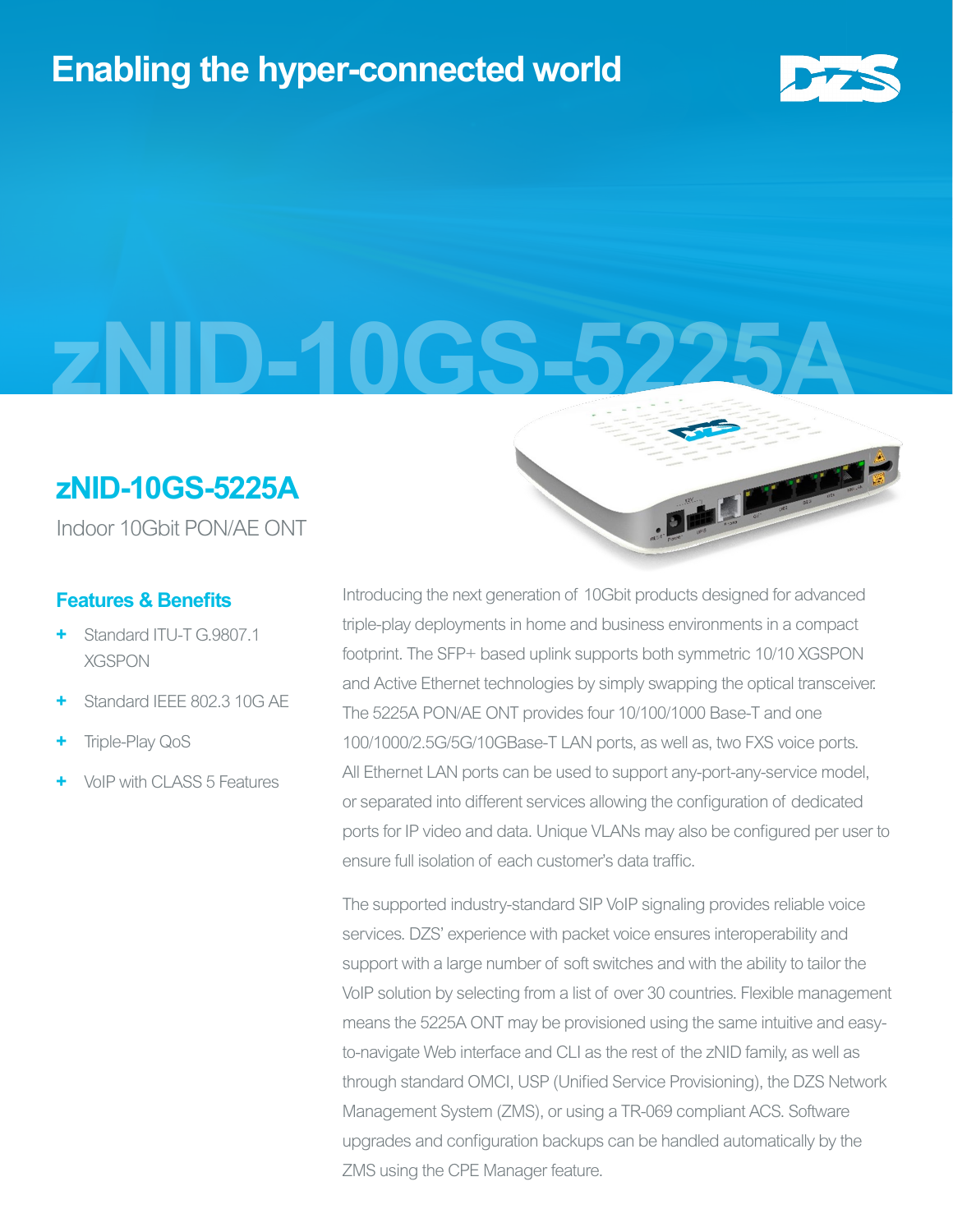# Enabling the hyper-connected world

zNID-10GS-5225A

## zNID-10GS-5225A

Indoor 10Gbit PON/AE ONT

### Features & Benefits

- Standard ITU-T G.9807.1 XGSPON
- Standard IEEE 802.3 10G AE
- Triple-Play QoS
- VoIP with CLASS 5 Features

Introducing the next generation of 10Gbit products designed for advanced triple-play deployments in home and business environments in a compact footprint. The SFP+ based uplink supports both symmetric 10/10 XGSPON and Active Ethernet technologies by simply swapping the optical transceiver. The 5225A PON/AE ONT provides four 10/100/1000 Base-T and one 100/1000/2.5G/5G/10GBase-T LAN ports, as well as, two FXS voice ports. All Ethernet LAN ports can be used to support any-port-any-service model, or separated into different services allowing the configuration of dedicated ports for IP video and data. Unique VLANs may also be configured per user to ensure full isolation of each customer's data traffic.

The supported industry-standard SIP VoIP signaling provides reliable voice services. DZS' experience with packet voice ensures interoperability and support with a large number of soft switches and with the ability to tailor the VoIP solution by selecting from a list of over 30 countries. Flexible management means the 5225A ONT may be provisioned using the same intuitive and easy-to-navigate Web interface and CLI as the rest of the zNID family, as well as through standard OMCI, USP (Unified Service Provisioning), the DZS Network Management System (ZMS), or using a TR-069 compliant ACS. Software upgrades and configuration backups can be handled automatically by the ZMS using the CPE Manager feature.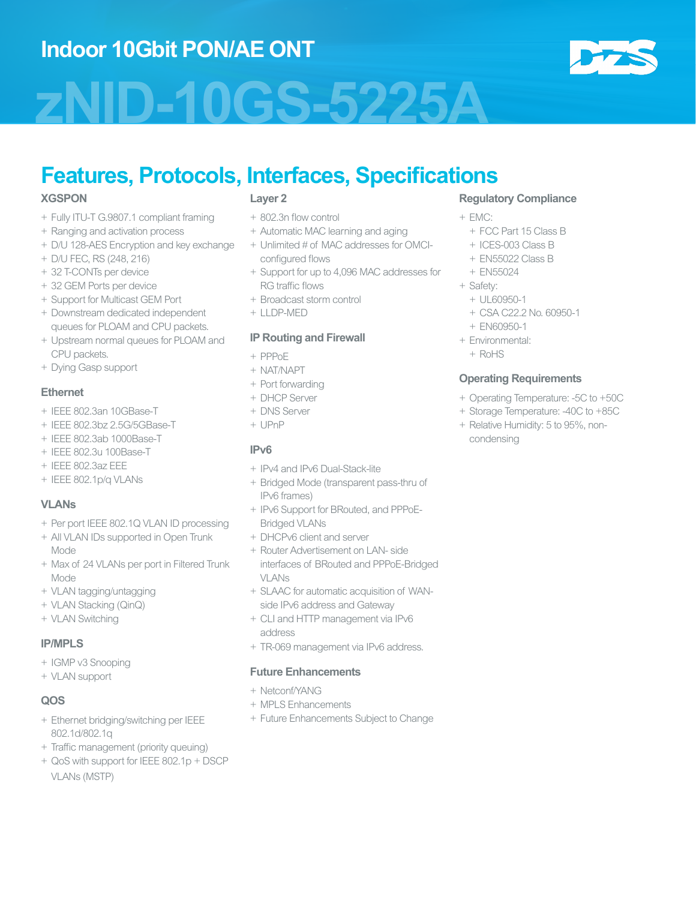# Indoor 10Gbit PON/AE ONT

# zNID-10GS-5225A

## Features, Protocols, Interfaces, Specifications

### XGSPON

- Fully ITU-T G.9807.1 compliant framing
- Ranging and activation process
- D/U 128-AES Encryption and key exchange
- D/U FEC, RS (248, 216)
- 32 T-CONTs per device
- 32 GEM Ports per device
- Support for Multicast GEM Port
- Downstream dedicated independent queues for PLOAM and CPU packets.
- Upstream normal queues for PLOAM and CPU packets.
- Dying Gasp support

### Ethernet

- IEEE 802.3an 10GBase-T
- IEEE 802.3bz 2.5G/5GBase-T
- IEEE 802.3ab 1000Base-T
- IEEE 802.3u 100Base-T
- IEEE 802.3az EEE
- IEEE 802.1p/q VLANs

### VLANs

- Per port IEEE 802.1Q VLAN ID processing
- All VLAN IDs supported in Open Trunk Mode
- Max of 24 VLANs per port in Filtered Trunk Mode
- VLAN tagging/untagging
- VLAN Stacking (QinQ)
- VLAN Switching

### IP/MPLS

- IGMP v3 Snooping
- VLAN support

### QOS

- Ethernet bridging/switching per IEEE 802.1d/802.1q
- Traffic management (priority queuing)
- QoS with support for IEEE 802.1p + DSCP VLANs (MSTP)

### Layer 2

- 802.3n flow control
- Automatic MAC learning and aging
- Unlimited # of MAC addresses for OMCI-configured flows
- Support for up to 4,096 MAC addresses for RG traffic flows
- Broadcast storm control
- LLDP-MED

### IP Routing and Firewall

- PPPoE
- NAT/NAPT
- Port forwarding
- DHCP Server
- DNS Server
- UPnP

### IPv6

- IPv4 and IPv6 Dual-Stack-lite
- Bridged Mode (transparent pass-thru of IPv6 frames)
- IPv6 Support for BRouted, and PPPoE-Bridged VLANs
- DHCPv6 client and server
- Router Advertisement on LAN- side interfaces of BRouted and PPPoE-Bridged VLANs
- SLAAC for automatic acquisition of WAN-side IPv6 address and Gateway
- CLI and HTTP management via IPv6 address
- TR-069 management via IPv6 address.

### Future Enhancements

- Netconf/YANG
- MPLS Enhancements
- Future Enhancements Subject to Change

### Regulatory Compliance

- EMC:
  - FCC Part 15 Class B
  - ICES-003 Class B
  - EN55022 Class B
  - EN55024
- Safety:
  - UL60950-1
  - CSA C22.2 No. 60950-1
  - EN60950-1
- Environmental:
  - RoHS

### Operating Requirements

- Operating Temperature: -5C to +50C
- Storage Temperature: -40C to +85C
- Relative Humidity: 5 to 95%, non-condensing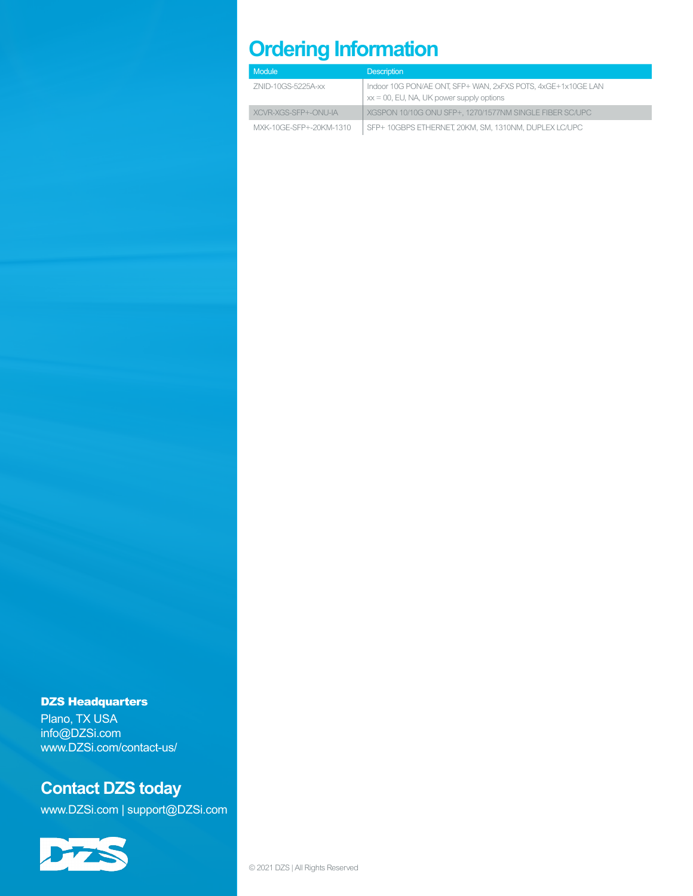## Ordering Information

| Module | Description |
| --- | --- |
| ZNID-10GS-5225A-xx | Indoor 10G PON/AE ONT, SFP+ WAN, 2xFXS POTS, 4xGE+1x10GE LAN<br>xx = 00, EU, NA, UK power supply options |
| XCVR-XGS-SFP+-ONU-IA | XGSPON 10/10G ONU SFP+, 1270/1577NM SINGLE FIBER SC/UPC |
| MXK-10GE-SFP+-20KM-1310 | SFP+ 10GBPS ETHERNET, 20KM, SM, 1310NM, DUPLEX LC/UPC |

**DZS Headquarters**

Plano, TX USA
info@DZSi.com
www.DZSi.com/contact-us/

## Contact DZS today

www.DZSi.com | support@DZSi.com

© 2021 DZS | All Rights Reserved